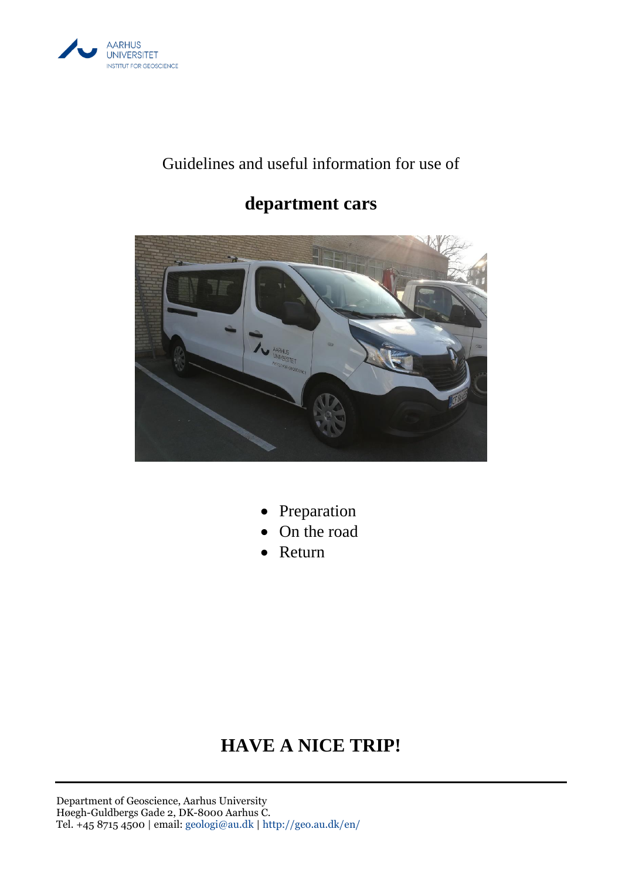Guidelines and useful information for use of

# department cars

- Preparation
- On the road
- Return

## HAVE A NICE TRIP!

Department of Geoscience, Aarhus University
Høegh-Guldbergs Gade 2, DK-8000 Aarhus C.
Tel. +45 8715 4500 | email: geologi@au.dk | http://geo.au.dk/en/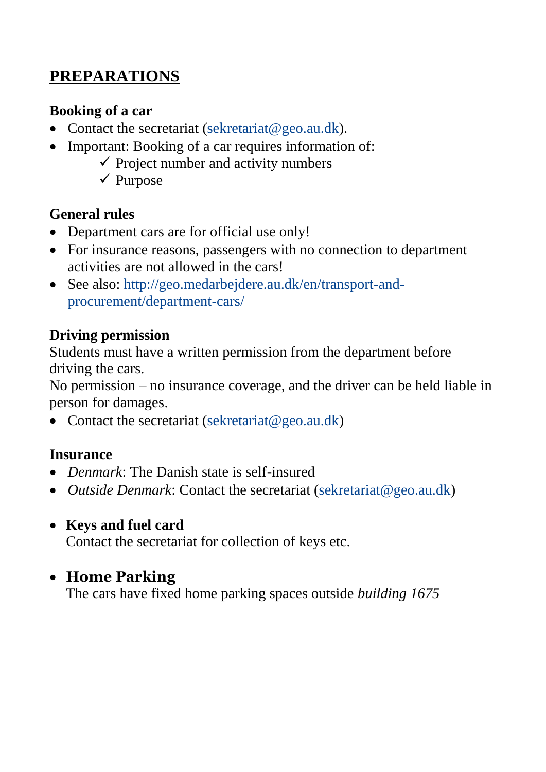## PREPARATIONS

**Booking of a car**

- Contact the secretariat (sekretariat@geo.au.dk).
- Important: Booking of a car requires information of:
  - ✓ Project number and activity numbers
  - ✓ Purpose

**General rules**

- Department cars are for official use only!
- For insurance reasons, passengers with no connection to department activities are not allowed in the cars!
- See also: http://geo.medarbejdere.au.dk/en/transport-and-procurement/department-cars/

**Driving permission**

Students must have a written permission from the department before driving the cars.
No permission – no insurance coverage, and the driver can be held liable in person for damages.

- Contact the secretariat (sekretariat@geo.au.dk)

**Insurance**

- *Denmark*: The Danish state is self-insured
- *Outside Denmark*: Contact the secretariat (sekretariat@geo.au.dk)

- **Keys and fuel card**
  Contact the secretariat for collection of keys etc.

- **Home Parking**
  The cars have fixed home parking spaces outside *building 1675*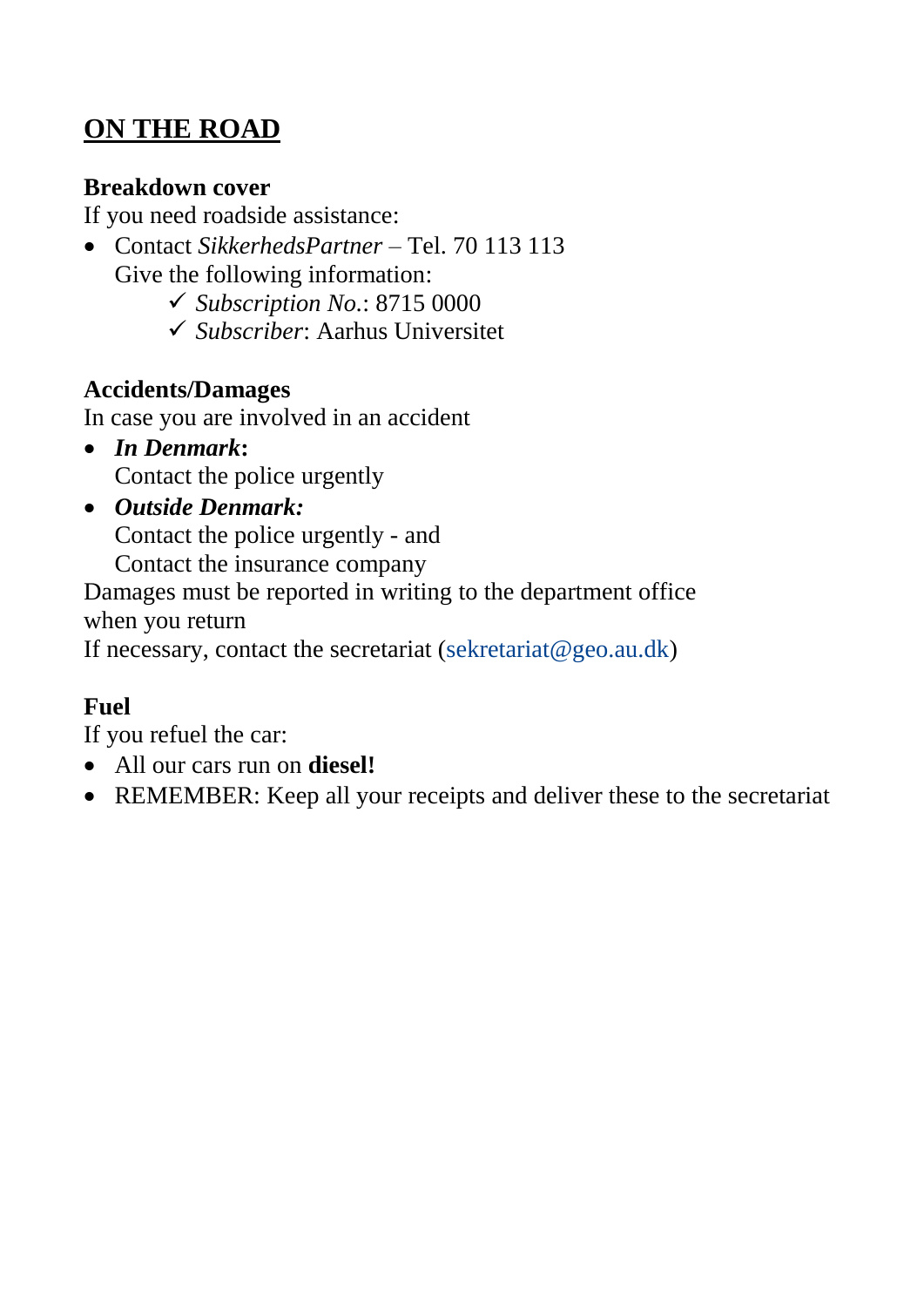## ON THE ROAD

### Breakdown cover

If you need roadside assistance:

- Contact *SikkerhedsPartner* – Tel. 70 113 113
  Give the following information:
    - ✓ *Subscription No.*: 8715 0000
    - ✓ *Subscriber*: Aarhus Universitet

### Accidents/Damages

In case you are involved in an accident

- ***In Denmark*:**
  Contact the police urgently
- ***Outside Denmark:***
  Contact the police urgently - and
  Contact the insurance company

Damages must be reported in writing to the department office when you return

If necessary, contact the secretariat (sekretariat@geo.au.dk)

### Fuel

If you refuel the car:

- All our cars run on **diesel!**
- REMEMBER: Keep all your receipts and deliver these to the secretariat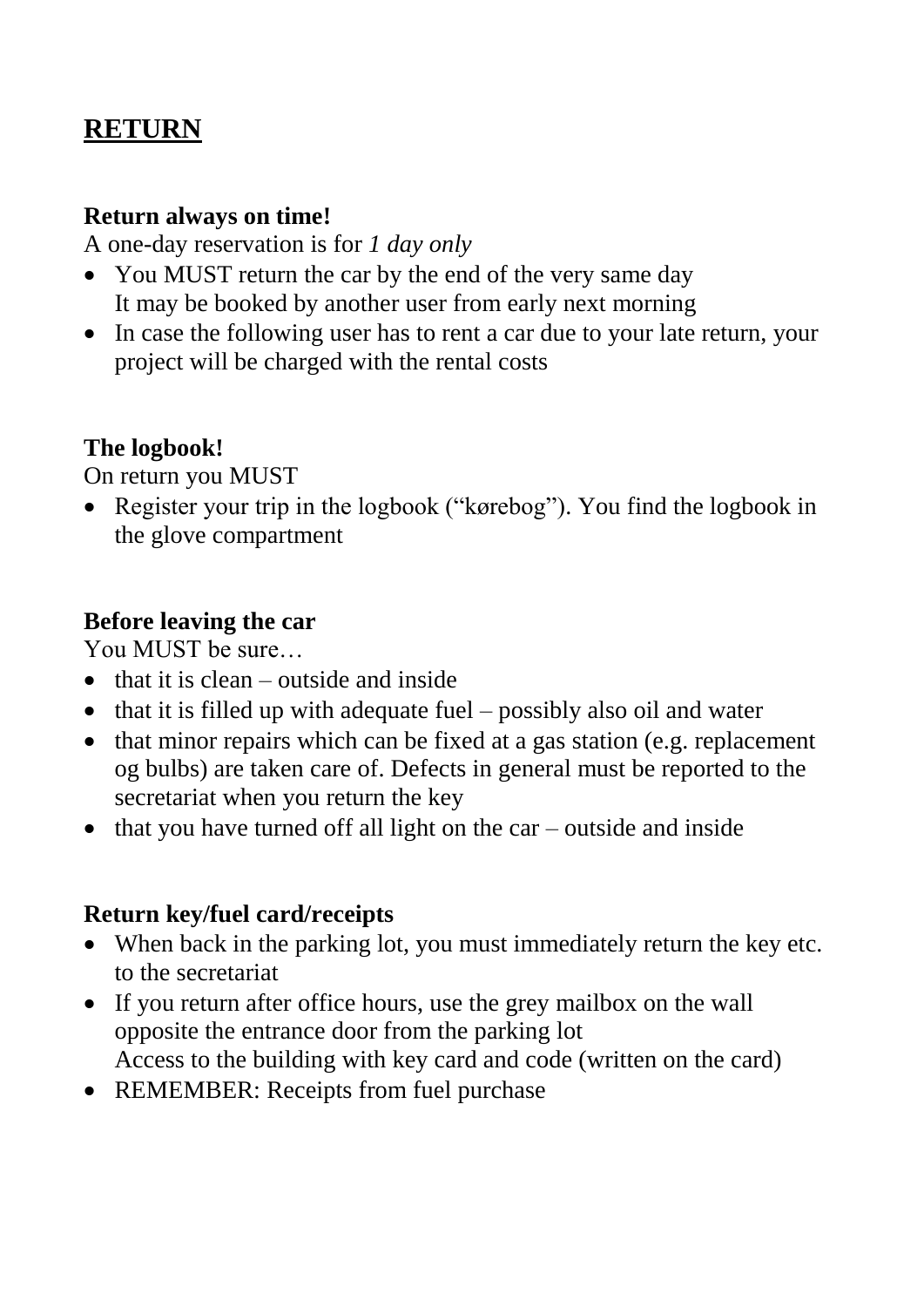# RETURN

**Return always on time!**

A one-day reservation is for *1 day only*

- You MUST return the car by the end of the very same day
  It may be booked by another user from early next morning
- In case the following user has to rent a car due to your late return, your project will be charged with the rental costs

**The logbook!**

On return you MUST

- Register your trip in the logbook ("kørebog"). You find the logbook in the glove compartment

**Before leaving the car**

You MUST be sure…

- that it is clean – outside and inside
- that it is filled up with adequate fuel – possibly also oil and water
- that minor repairs which can be fixed at a gas station (e.g. replacement og bulbs) are taken care of. Defects in general must be reported to the secretariat when you return the key
- that you have turned off all light on the car – outside and inside

**Return key/fuel card/receipts**

- When back in the parking lot, you must immediately return the key etc. to the secretariat
- If you return after office hours, use the grey mailbox on the wall opposite the entrance door from the parking lot
  Access to the building with key card and code (written on the card)
- REMEMBER: Receipts from fuel purchase